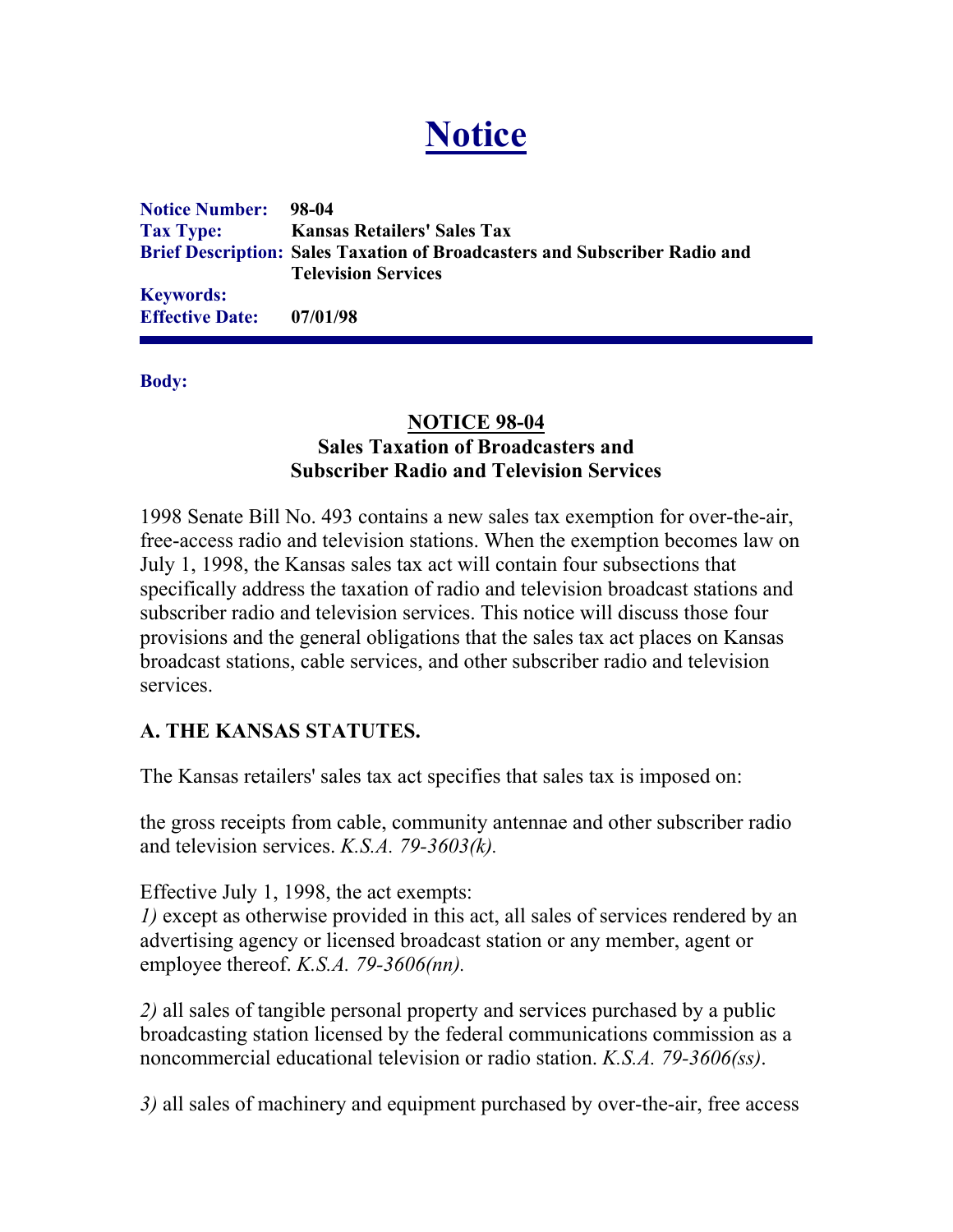# Notice

**Notice Number:** 98-04
**Tax Type:** Kansas Retailers' Sales Tax
**Brief Description:** Sales Taxation of Broadcasters and Subscriber Radio and Television Services
**Keywords:**
**Effective Date:** 07/01/98

---

**Body:**

## NOTICE 98-04
### Sales Taxation of Broadcasters and Subscriber Radio and Television Services

1998 Senate Bill No. 493 contains a new sales tax exemption for over-the-air, free-access radio and television stations. When the exemption becomes law on July 1, 1998, the Kansas sales tax act will contain four subsections that specifically address the taxation of radio and television broadcast stations and subscriber radio and television services. This notice will discuss those four provisions and the general obligations that the sales tax act places on Kansas broadcast stations, cable services, and other subscriber radio and television services.

### A. THE KANSAS STATUTES.

The Kansas retailers' sales tax act specifies that sales tax is imposed on:

the gross receipts from cable, community antennae and other subscriber radio and television services. *K.S.A. 79-3603(k).*

Effective July 1, 1998, the act exempts:
*1)* except as otherwise provided in this act, all sales of services rendered by an advertising agency or licensed broadcast station or any member, agent or employee thereof. *K.S.A. 79-3606(nn).*

*2)* all sales of tangible personal property and services purchased by a public broadcasting station licensed by the federal communications commission as a noncommercial educational television or radio station. *K.S.A. 79-3606(ss)*.

*3)* all sales of machinery and equipment purchased by over-the-air, free access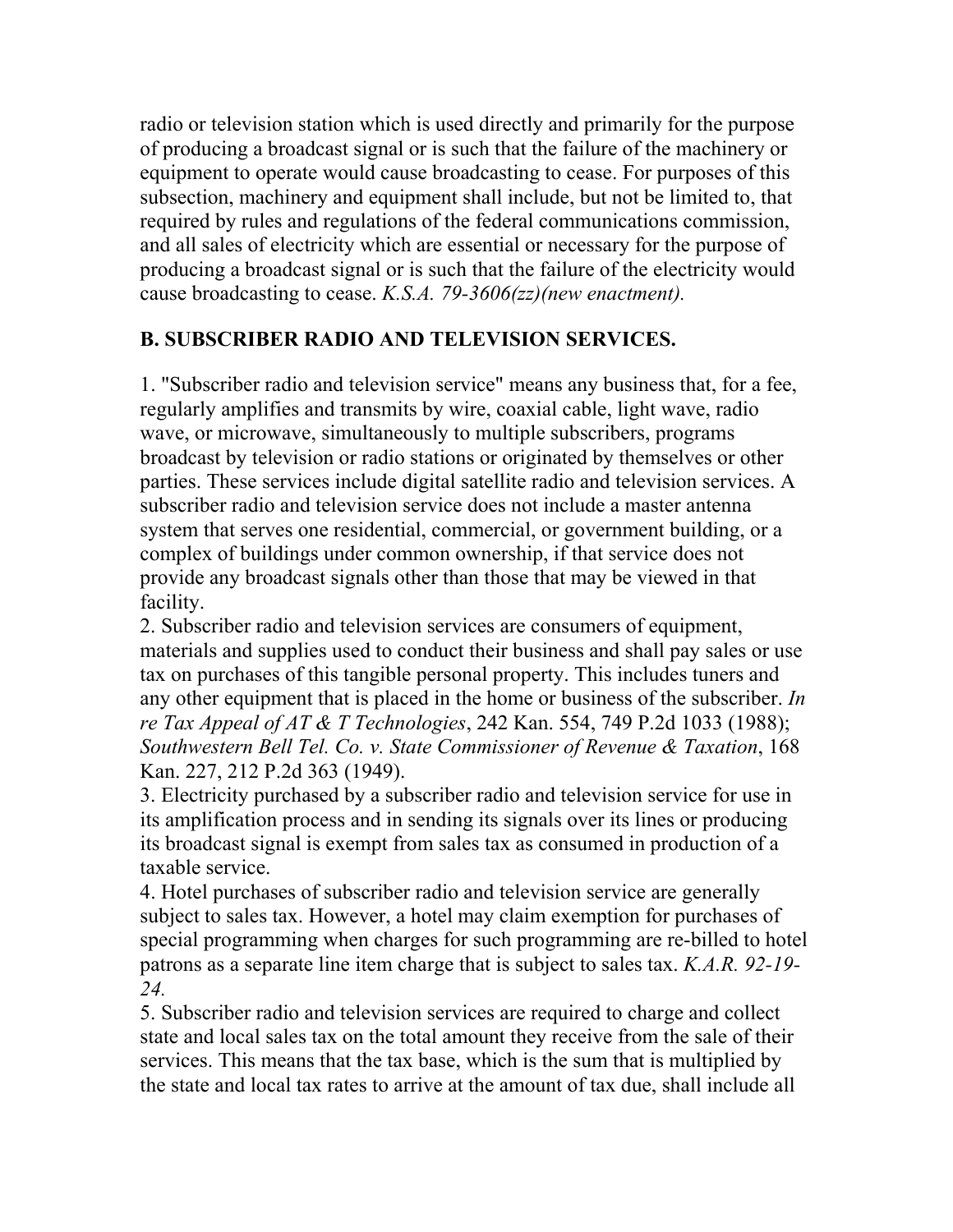radio or television station which is used directly and primarily for the purpose of producing a broadcast signal or is such that the failure of the machinery or equipment to operate would cause broadcasting to cease. For purposes of this subsection, machinery and equipment shall include, but not be limited to, that required by rules and regulations of the federal communications commission, and all sales of electricity which are essential or necessary for the purpose of producing a broadcast signal or is such that the failure of the electricity would cause broadcasting to cease. *K.S.A. 79-3606(zz)(new enactment).*

**B. SUBSCRIBER RADIO AND TELEVISION SERVICES.**

1. "Subscriber radio and television service" means any business that, for a fee, regularly amplifies and transmits by wire, coaxial cable, light wave, radio wave, or microwave, simultaneously to multiple subscribers, programs broadcast by television or radio stations or originated by themselves or other parties. These services include digital satellite radio and television services. A subscriber radio and television service does not include a master antenna system that serves one residential, commercial, or government building, or a complex of buildings under common ownership, if that service does not provide any broadcast signals other than those that may be viewed in that facility.
2. Subscriber radio and television services are consumers of equipment, materials and supplies used to conduct their business and shall pay sales or use tax on purchases of this tangible personal property. This includes tuners and any other equipment that is placed in the home or business of the subscriber. *In re Tax Appeal of AT & T Technologies*, 242 Kan. 554, 749 P.2d 1033 (1988); *Southwestern Bell Tel. Co. v. State Commissioner of Revenue & Taxation*, 168 Kan. 227, 212 P.2d 363 (1949).
3. Electricity purchased by a subscriber radio and television service for use in its amplification process and in sending its signals over its lines or producing its broadcast signal is exempt from sales tax as consumed in production of a taxable service.
4. Hotel purchases of subscriber radio and television service are generally subject to sales tax. However, a hotel may claim exemption for purchases of special programming when charges for such programming are re-billed to hotel patrons as a separate line item charge that is subject to sales tax. *K.A.R. 92-19-24.*
5. Subscriber radio and television services are required to charge and collect state and local sales tax on the total amount they receive from the sale of their services. This means that the tax base, which is the sum that is multiplied by the state and local tax rates to arrive at the amount of tax due, shall include all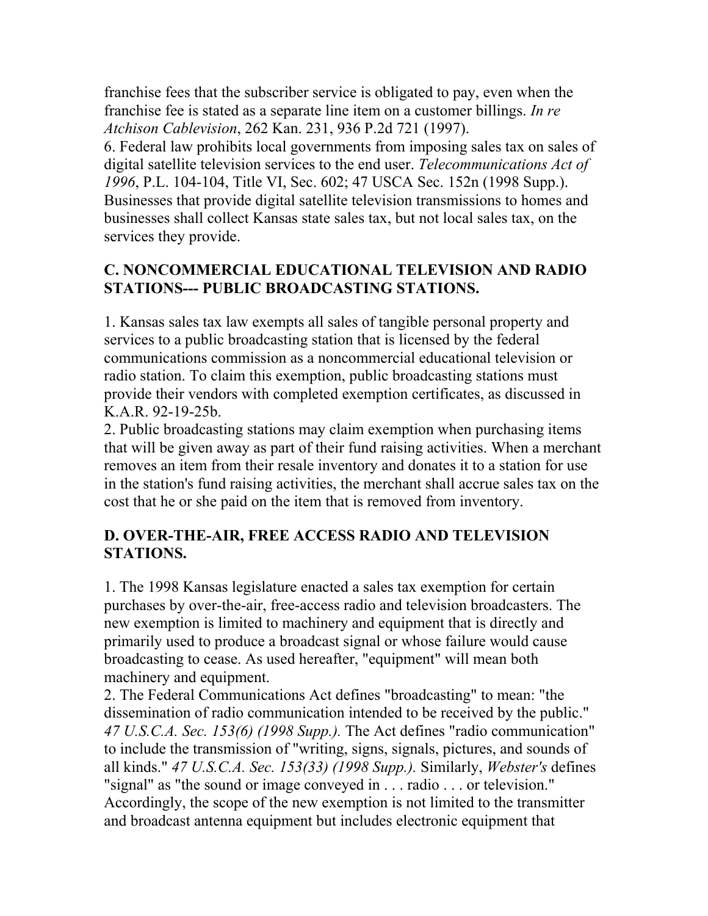franchise fees that the subscriber service is obligated to pay, even when the franchise fee is stated as a separate line item on a customer billings. *In re Atchison Cablevision*, 262 Kan. 231, 936 P.2d 721 (1997).

6. Federal law prohibits local governments from imposing sales tax on sales of digital satellite television services to the end user. *Telecommunications Act of 1996*, P.L. 104-104, Title VI, Sec. 602; 47 USCA Sec. 152n (1998 Supp.). Businesses that provide digital satellite television transmissions to homes and businesses shall collect Kansas state sales tax, but not local sales tax, on the services they provide.

### C. NONCOMMERCIAL EDUCATIONAL TELEVISION AND RADIO STATIONS--- PUBLIC BROADCASTING STATIONS.

1. Kansas sales tax law exempts all sales of tangible personal property and services to a public broadcasting station that is licensed by the federal communications commission as a noncommercial educational television or radio station. To claim this exemption, public broadcasting stations must provide their vendors with completed exemption certificates, as discussed in K.A.R. 92-19-25b.

2. Public broadcasting stations may claim exemption when purchasing items that will be given away as part of their fund raising activities. When a merchant removes an item from their resale inventory and donates it to a station for use in the station's fund raising activities, the merchant shall accrue sales tax on the cost that he or she paid on the item that is removed from inventory.

### D. OVER-THE-AIR, FREE ACCESS RADIO AND TELEVISION STATIONS.

1. The 1998 Kansas legislature enacted a sales tax exemption for certain purchases by over-the-air, free-access radio and television broadcasters. The new exemption is limited to machinery and equipment that is directly and primarily used to produce a broadcast signal or whose failure would cause broadcasting to cease. As used hereafter, "equipment" will mean both machinery and equipment.

2. The Federal Communications Act defines "broadcasting" to mean: "the dissemination of radio communication intended to be received by the public." *47 U.S.C.A. Sec. 153(6) (1998 Supp.).* The Act defines "radio communication" to include the transmission of "writing, signs, signals, pictures, and sounds of all kinds." *47 U.S.C.A. Sec. 153(33) (1998 Supp.).* Similarly, *Webster's* defines "signal" as "the sound or image conveyed in . . . radio . . . or television." Accordingly, the scope of the new exemption is not limited to the transmitter and broadcast antenna equipment but includes electronic equipment that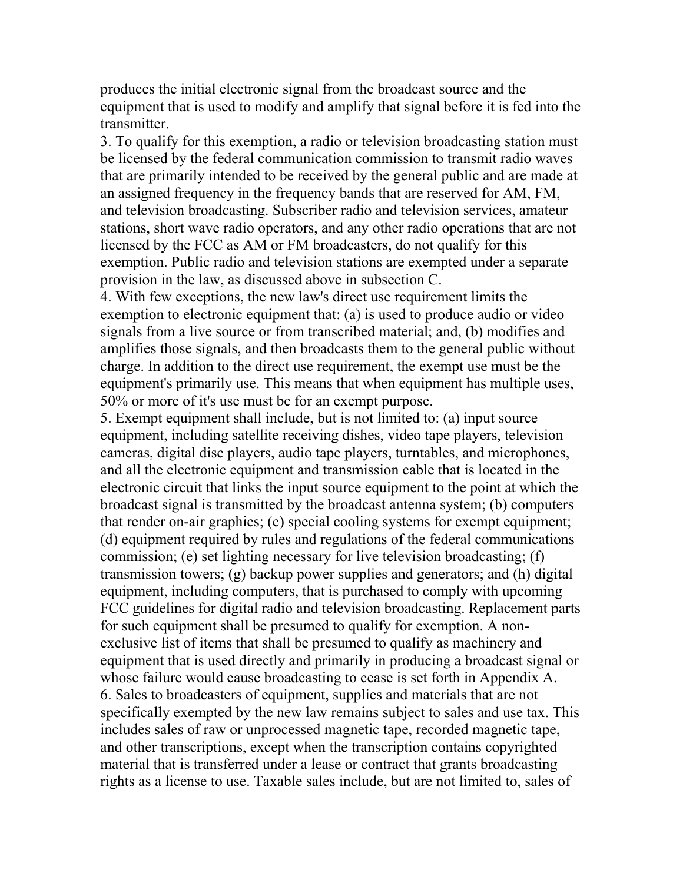produces the initial electronic signal from the broadcast source and the equipment that is used to modify and amplify that signal before it is fed into the transmitter.

3. To qualify for this exemption, a radio or television broadcasting station must be licensed by the federal communication commission to transmit radio waves that are primarily intended to be received by the general public and are made at an assigned frequency in the frequency bands that are reserved for AM, FM, and television broadcasting. Subscriber radio and television services, amateur stations, short wave radio operators, and any other radio operations that are not licensed by the FCC as AM or FM broadcasters, do not qualify for this exemption. Public radio and television stations are exempted under a separate provision in the law, as discussed above in subsection C.

4. With few exceptions, the new law's direct use requirement limits the exemption to electronic equipment that: (a) is used to produce audio or video signals from a live source or from transcribed material; and, (b) modifies and amplifies those signals, and then broadcasts them to the general public without charge. In addition to the direct use requirement, the exempt use must be the equipment's primarily use. This means that when equipment has multiple uses, 50% or more of it's use must be for an exempt purpose.

5. Exempt equipment shall include, but is not limited to: (a) input source equipment, including satellite receiving dishes, video tape players, television cameras, digital disc players, audio tape players, turntables, and microphones, and all the electronic equipment and transmission cable that is located in the electronic circuit that links the input source equipment to the point at which the broadcast signal is transmitted by the broadcast antenna system; (b) computers that render on-air graphics; (c) special cooling systems for exempt equipment; (d) equipment required by rules and regulations of the federal communications commission; (e) set lighting necessary for live television broadcasting; (f) transmission towers; (g) backup power supplies and generators; and (h) digital equipment, including computers, that is purchased to comply with upcoming FCC guidelines for digital radio and television broadcasting. Replacement parts for such equipment shall be presumed to qualify for exemption. A non-exclusive list of items that shall be presumed to qualify as machinery and equipment that is used directly and primarily in producing a broadcast signal or whose failure would cause broadcasting to cease is set forth in Appendix A.

6. Sales to broadcasters of equipment, supplies and materials that are not specifically exempted by the new law remains subject to sales and use tax. This includes sales of raw or unprocessed magnetic tape, recorded magnetic tape, and other transcriptions, except when the transcription contains copyrighted material that is transferred under a lease or contract that grants broadcasting rights as a license to use. Taxable sales include, but are not limited to, sales of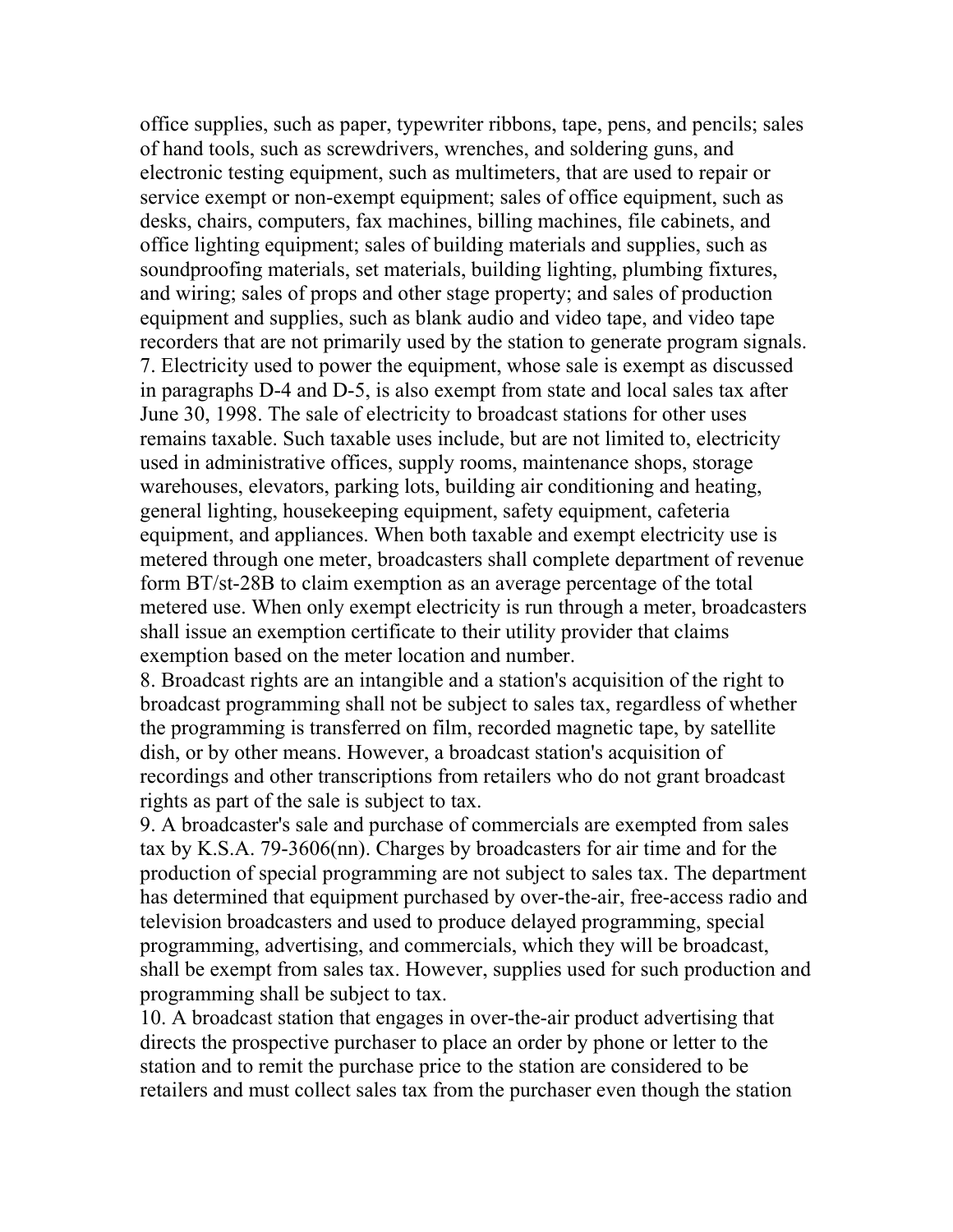office supplies, such as paper, typewriter ribbons, tape, pens, and pencils; sales of hand tools, such as screwdrivers, wrenches, and soldering guns, and electronic testing equipment, such as multimeters, that are used to repair or service exempt or non-exempt equipment; sales of office equipment, such as desks, chairs, computers, fax machines, billing machines, file cabinets, and office lighting equipment; sales of building materials and supplies, such as soundproofing materials, set materials, building lighting, plumbing fixtures, and wiring; sales of props and other stage property; and sales of production equipment and supplies, such as blank audio and video tape, and video tape recorders that are not primarily used by the station to generate program signals.

7. Electricity used to power the equipment, whose sale is exempt as discussed in paragraphs D-4 and D-5, is also exempt from state and local sales tax after June 30, 1998. The sale of electricity to broadcast stations for other uses remains taxable. Such taxable uses include, but are not limited to, electricity used in administrative offices, supply rooms, maintenance shops, storage warehouses, elevators, parking lots, building air conditioning and heating, general lighting, housekeeping equipment, safety equipment, cafeteria equipment, and appliances. When both taxable and exempt electricity use is metered through one meter, broadcasters shall complete department of revenue form BT/st-28B to claim exemption as an average percentage of the total metered use. When only exempt electricity is run through a meter, broadcasters shall issue an exemption certificate to their utility provider that claims exemption based on the meter location and number.

8. Broadcast rights are an intangible and a station's acquisition of the right to broadcast programming shall not be subject to sales tax, regardless of whether the programming is transferred on film, recorded magnetic tape, by satellite dish, or by other means. However, a broadcast station's acquisition of recordings and other transcriptions from retailers who do not grant broadcast rights as part of the sale is subject to tax.

9. A broadcaster's sale and purchase of commercials are exempted from sales tax by K.S.A. 79-3606(nn). Charges by broadcasters for air time and for the production of special programming are not subject to sales tax. The department has determined that equipment purchased by over-the-air, free-access radio and television broadcasters and used to produce delayed programming, special programming, advertising, and commercials, which they will be broadcast, shall be exempt from sales tax. However, supplies used for such production and programming shall be subject to tax.

10. A broadcast station that engages in over-the-air product advertising that directs the prospective purchaser to place an order by phone or letter to the station and to remit the purchase price to the station are considered to be retailers and must collect sales tax from the purchaser even though the station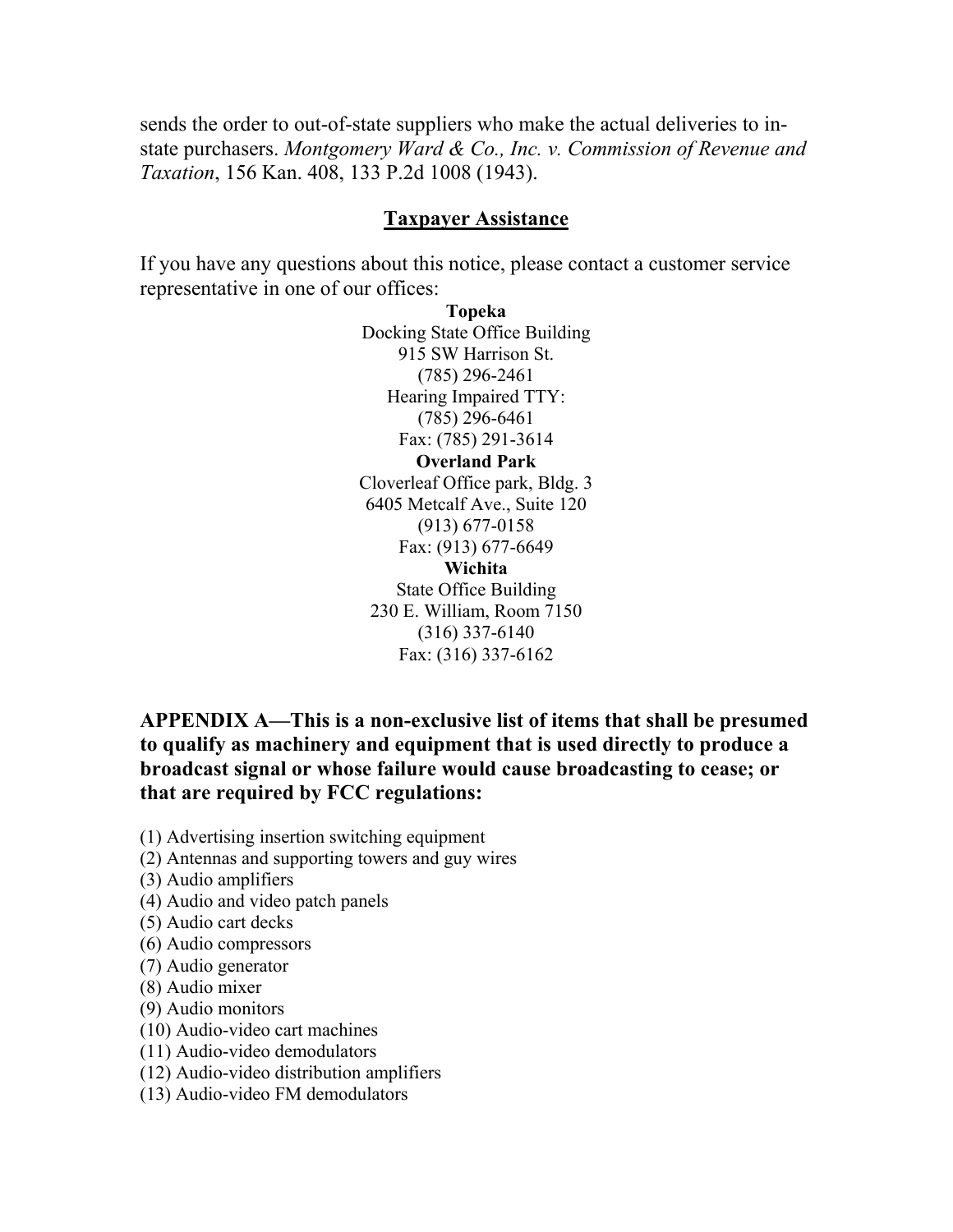sends the order to out-of-state suppliers who make the actual deliveries to in-state purchasers. *Montgomery Ward & Co., Inc. v. Commission of Revenue and Taxation*, 156 Kan. 408, 133 P.2d 1008 (1943).

## Taxpayer Assistance

If you have any questions about this notice, please contact a customer service representative in one of our offices:

**Topeka**
Docking State Office Building
915 SW Harrison St.
(785) 296-2461
Hearing Impaired TTY:
(785) 296-6461
Fax: (785) 291-3614

**Overland Park**
Cloverleaf Office park, Bldg. 3
6405 Metcalf Ave., Suite 120
(913) 677-0158
Fax: (913) 677-6649

**Wichita**
State Office Building
230 E. William, Room 7150
(316) 337-6140
Fax: (316) 337-6162

**APPENDIX A—This is a non-exclusive list of items that shall be presumed to qualify as machinery and equipment that is used directly to produce a broadcast signal or whose failure would cause broadcasting to cease; or that are required by FCC regulations:**

(1) Advertising insertion switching equipment
(2) Antennas and supporting towers and guy wires
(3) Audio amplifiers
(4) Audio and video patch panels
(5) Audio cart decks
(6) Audio compressors
(7) Audio generator
(8) Audio mixer
(9) Audio monitors
(10) Audio-video cart machines
(11) Audio-video demodulators
(12) Audio-video distribution amplifiers
(13) Audio-video FM demodulators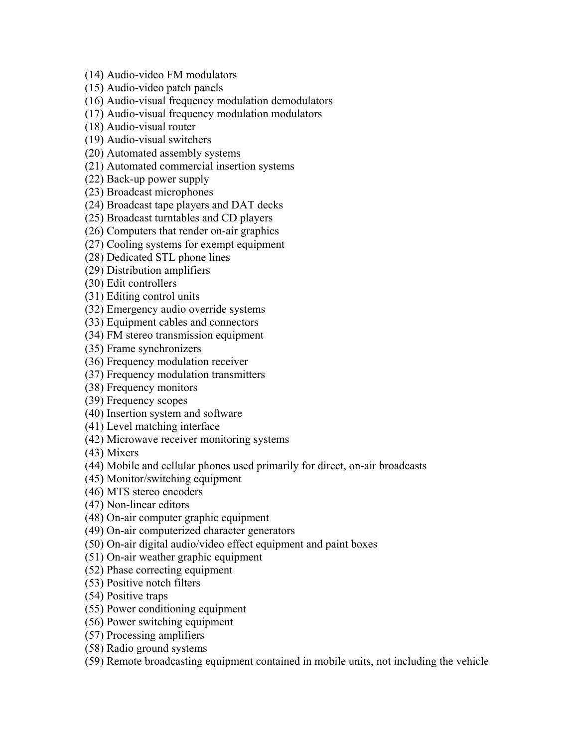(14) Audio-video FM modulators
(15) Audio-video patch panels
(16) Audio-visual frequency modulation demodulators
(17) Audio-visual frequency modulation modulators
(18) Audio-visual router
(19) Audio-visual switchers
(20) Automated assembly systems
(21) Automated commercial insertion systems
(22) Back-up power supply
(23) Broadcast microphones
(24) Broadcast tape players and DAT decks
(25) Broadcast turntables and CD players
(26) Computers that render on-air graphics
(27) Cooling systems for exempt equipment
(28) Dedicated STL phone lines
(29) Distribution amplifiers
(30) Edit controllers
(31) Editing control units
(32) Emergency audio override systems
(33) Equipment cables and connectors
(34) FM stereo transmission equipment
(35) Frame synchronizers
(36) Frequency modulation receiver
(37) Frequency modulation transmitters
(38) Frequency monitors
(39) Frequency scopes
(40) Insertion system and software
(41) Level matching interface
(42) Microwave receiver monitoring systems
(43) Mixers
(44) Mobile and cellular phones used primarily for direct, on-air broadcasts
(45) Monitor/switching equipment
(46) MTS stereo encoders
(47) Non-linear editors
(48) On-air computer graphic equipment
(49) On-air computerized character generators
(50) On-air digital audio/video effect equipment and paint boxes
(51) On-air weather graphic equipment
(52) Phase correcting equipment
(53) Positive notch filters
(54) Positive traps
(55) Power conditioning equipment
(56) Power switching equipment
(57) Processing amplifiers
(58) Radio ground systems
(59) Remote broadcasting equipment contained in mobile units, not including the vehicle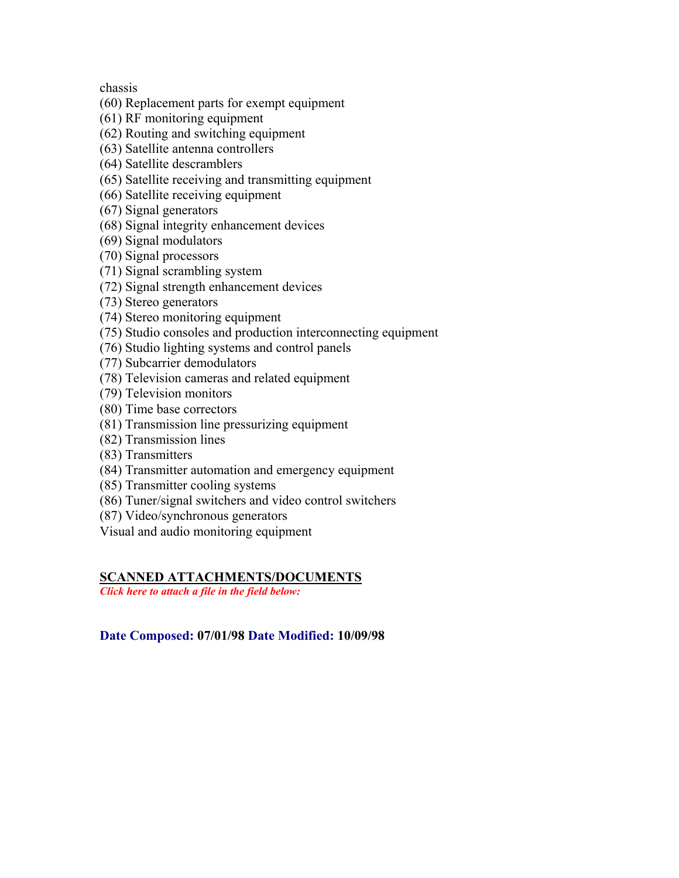chassis

(60) Replacement parts for exempt equipment
(61) RF monitoring equipment
(62) Routing and switching equipment
(63) Satellite antenna controllers
(64) Satellite descramblers
(65) Satellite receiving and transmitting equipment
(66) Satellite receiving equipment
(67) Signal generators
(68) Signal integrity enhancement devices
(69) Signal modulators
(70) Signal processors
(71) Signal scrambling system
(72) Signal strength enhancement devices
(73) Stereo generators
(74) Stereo monitoring equipment
(75) Studio consoles and production interconnecting equipment
(76) Studio lighting systems and control panels
(77) Subcarrier demodulators
(78) Television cameras and related equipment
(79) Television monitors
(80) Time base correctors
(81) Transmission line pressurizing equipment
(82) Transmission lines
(83) Transmitters
(84) Transmitter automation and emergency equipment
(85) Transmitter cooling systems
(86) Tuner/signal switchers and video control switchers
(87) Video/synchronous generators
Visual and audio monitoring equipment

**SCANNED ATTACHMENTS/DOCUMENTS**

***Click here to attach a file in the field below:***

**Date Composed: 07/01/98 Date Modified: 10/09/98**